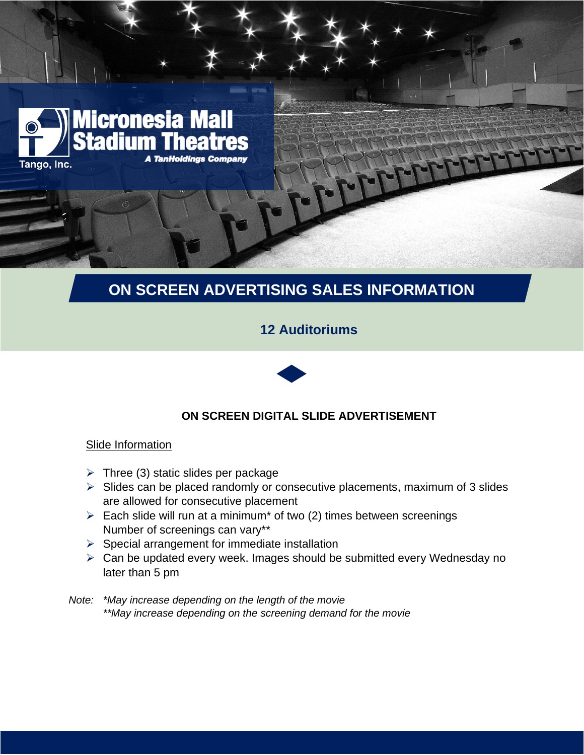Micronesia Mall Stadium Theatres

Tango, Inc.

*A TanHoldings Company*

# ON SCREEN ADVERTISING SALES INFORMATION

## 12 Auditoriums

### ON SCREEN DIGITAL SLIDE ADVERTISEMENT

Slide Information

- Three (3) static slides per package
- Slides can be placed randomly or consecutive placements, maximum of 3 slides are allowed for consecutive placement
- Each slide will run at a minimum* of two (2) times between screenings
  Number of screenings can vary**
- Special arrangement for immediate installation
- Can be updated every week. Images should be submitted every Wednesday no later than 5 pm

*Note: *May increase depending on the length of the movie*
*  **May increase depending on the screening demand for the movie*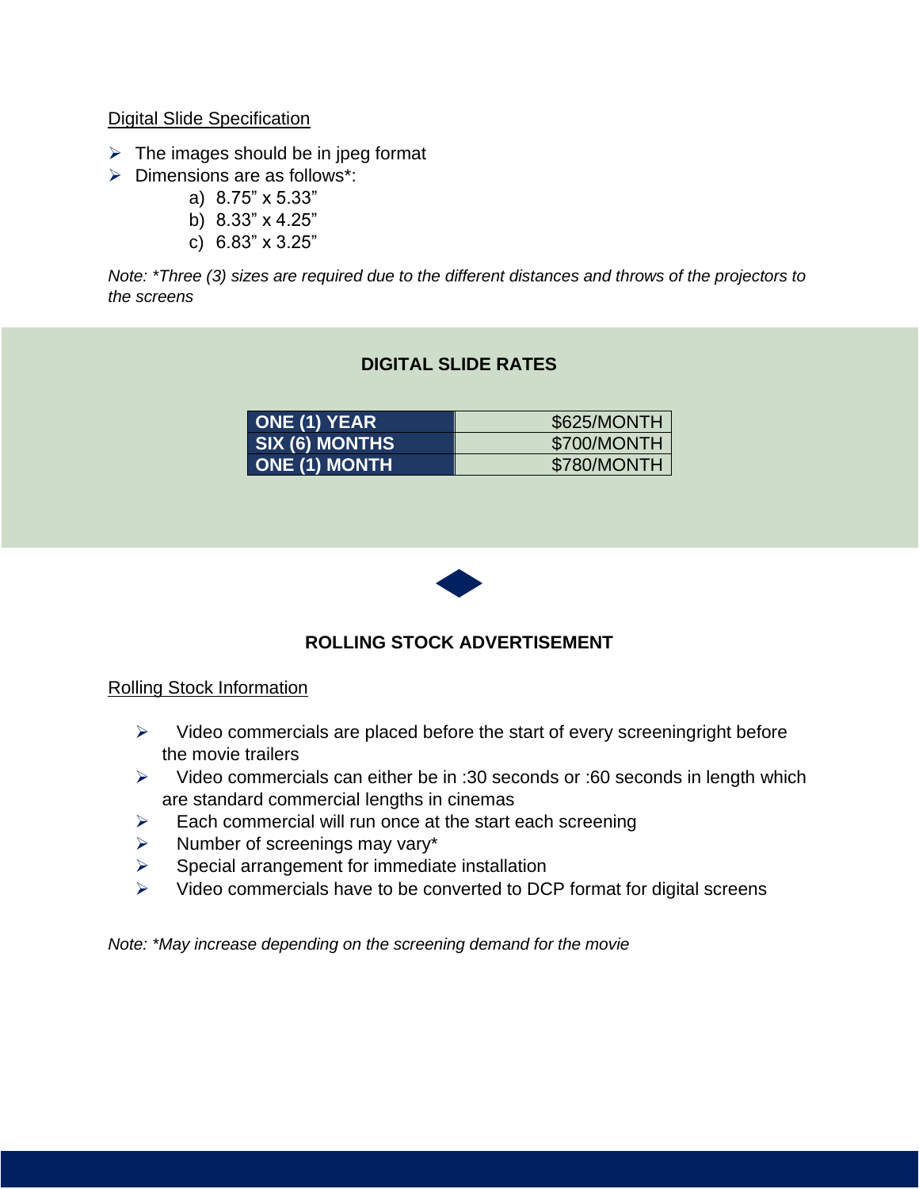<u>Digital Slide Specification</u>

- The images should be in jpeg format
- Dimensions are as follows*:
  a) 8.75” x 5.33”
  b) 8.33” x 4.25”
  c) 6.83” x 3.25”

*Note: *Three (3) sizes are required due to the different distances and throws of the projectors to the screens*

## DIGITAL SLIDE RATES

| | |
|---|---|
| **ONE (1) YEAR** | $625/MONTH |
| **SIX (6) MONTHS** | $700/MONTH |
| **ONE (1) MONTH** | $780/MONTH |

## ROLLING STOCK ADVERTISEMENT

<u>Rolling Stock Information</u>

- Video commercials are placed before the start of every screeningright before the movie trailers
- Video commercials can either be in :30 seconds or :60 seconds in length which are standard commercial lengths in cinemas
- Each commercial will run once at the start each screening
- Number of screenings may vary*
- Special arrangement for immediate installation
- Video commercials have to be converted to DCP format for digital screens

*Note: *May increase depending on the screening demand for the movie*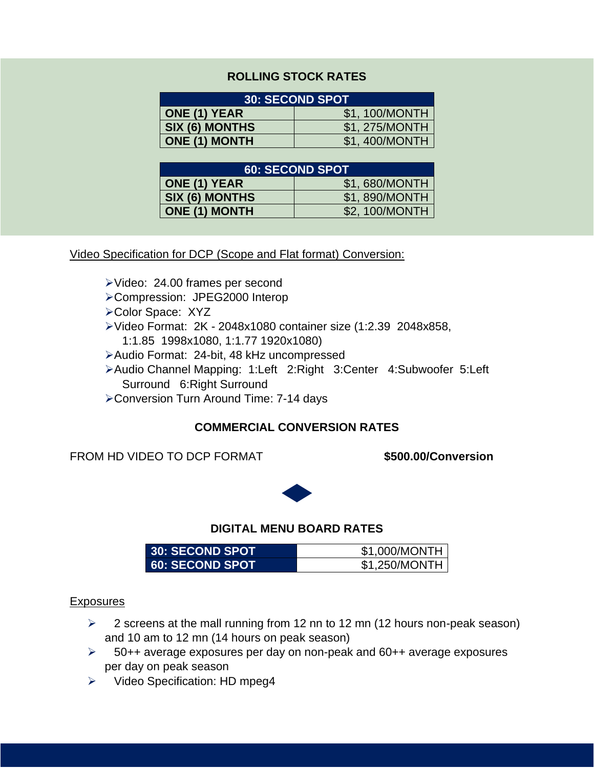## ROLLING STOCK RATES

| 30: SECOND SPOT | |
|---|---|
| **ONE (1) YEAR** | $1, 100/MONTH |
| **SIX (6) MONTHS** | $1, 275/MONTH |
| **ONE (1) MONTH** | $1, 400/MONTH |

| 60: SECOND SPOT | |
|---|---|
| **ONE (1) YEAR** | $1, 680/MONTH |
| **SIX (6) MONTHS** | $1, 890/MONTH |
| **ONE (1) MONTH** | $2, 100/MONTH |

Video Specification for DCP (Scope and Flat format) Conversion:

- Video: 24.00 frames per second
- Compression: JPEG2000 Interop
- Color Space: XYZ
- Video Format: 2K - 2048x1080 container size (1:2.39 2048x858, 1:1.85 1998x1080, 1:1.77 1920x1080)
- Audio Format: 24-bit, 48 kHz uncompressed
- Audio Channel Mapping: 1:Left 2:Right 3:Center 4:Subwoofer 5:Left Surround 6:Right Surround
- Conversion Turn Around Time: 7-14 days

## COMMERCIAL CONVERSION RATES

FROM HD VIDEO TO DCP FORMAT **$500.00/Conversion**

## DIGITAL MENU BOARD RATES

| | |
|---|---|
| **30: SECOND SPOT** | $1,000/MONTH |
| **60: SECOND SPOT** | $1,250/MONTH |

Exposures

- 2 screens at the mall running from 12 nn to 12 mn (12 hours non-peak season) and 10 am to 12 mn (14 hours on peak season)
- 50++ average exposures per day on non-peak and 60++ average exposures per day on peak season
- Video Specification: HD mpeg4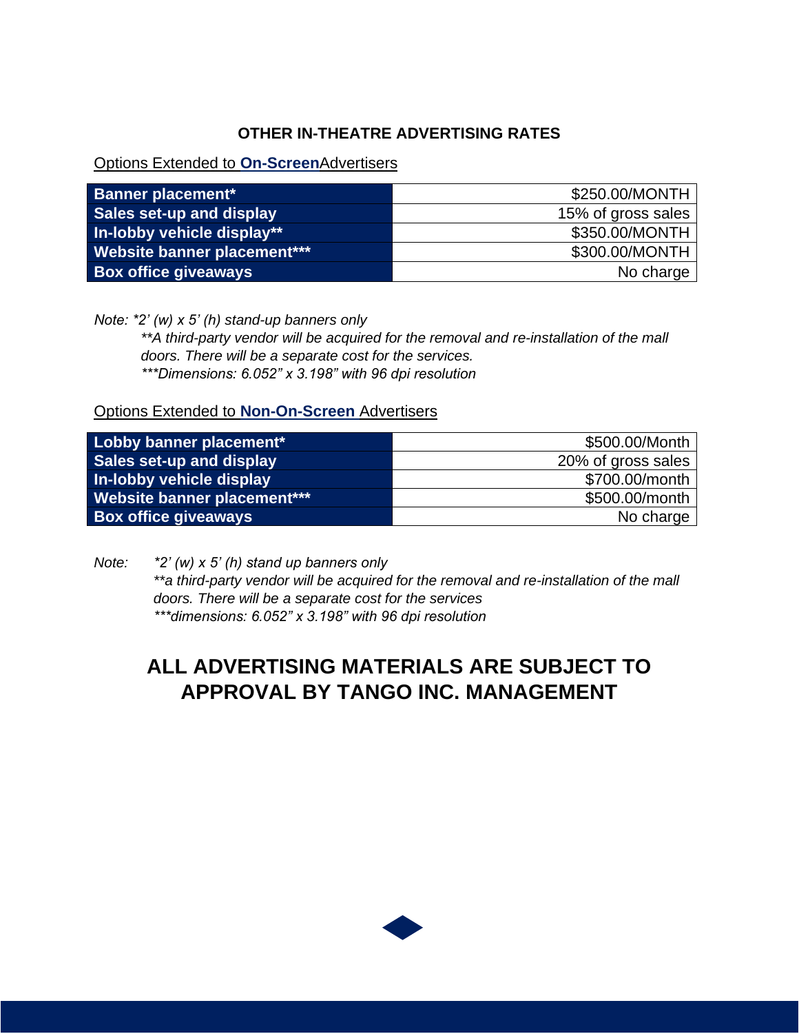## OTHER IN-THEATRE ADVERTISING RATES

Options Extended to **On-Screen**Advertisers

| | |
|---|---|
| **Banner placement*** | $250.00/MONTH |
| **Sales set-up and display** | 15% of gross sales |
| **In-lobby vehicle display**** | $350.00/MONTH |
| **Website banner placement***** | $300.00/MONTH |
| **Box office giveaways** | No charge |

*Note: *2' (w) x 5' (h) stand-up banners only*

*\*\*A third-party vendor will be acquired for the removal and re-installation of the mall doors. There will be a separate cost for the services.*

*\*\*\*Dimensions: 6.052" x 3.198" with 96 dpi resolution*

Options Extended to **Non-On-Screen** Advertisers

| | |
|---|---|
| **Lobby banner placement*** | $500.00/Month |
| **Sales set-up and display** | 20% of gross sales |
| **In-lobby vehicle display** | $700.00/month |
| **Website banner placement***** | $500.00/month |
| **Box office giveaways** | No charge |

*Note: *2' (w) x 5' (h) stand up banners only*

*\*\*a third-party vendor will be acquired for the removal and re-installation of the mall doors. There will be a separate cost for the services*

*\*\*\*dimensions: 6.052" x 3.198" with 96 dpi resolution*

## ALL ADVERTISING MATERIALS ARE SUBJECT TO APPROVAL BY TANGO INC. MANAGEMENT